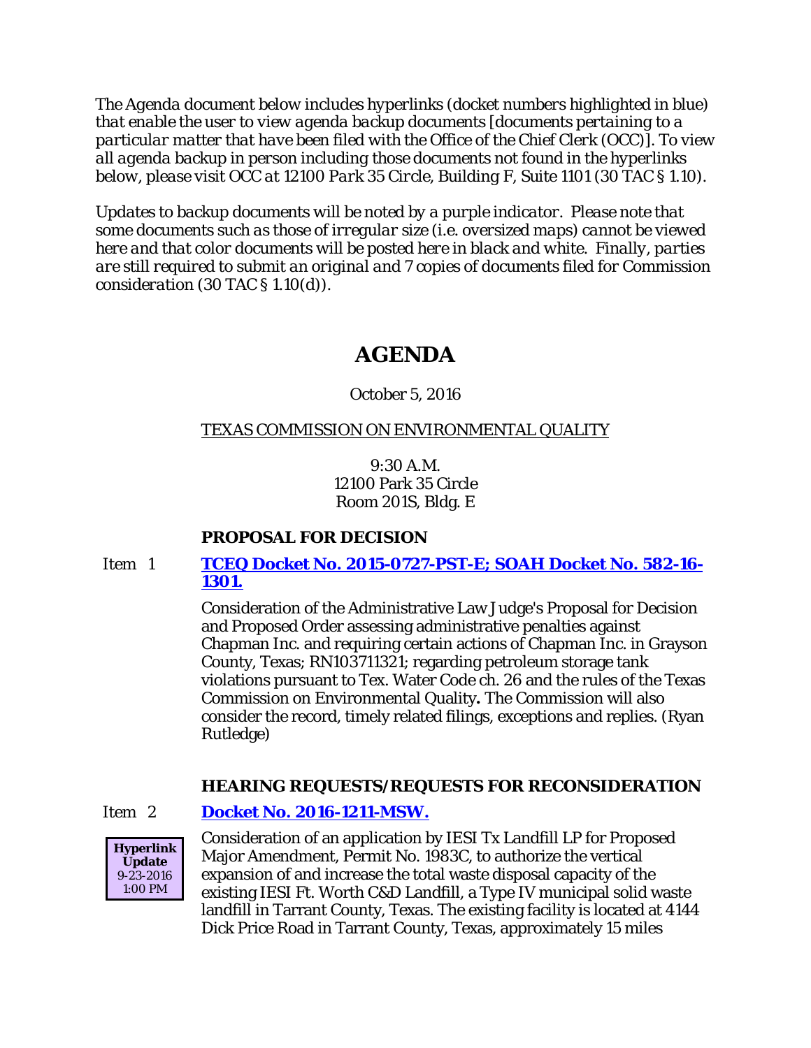*The Agenda document below includes hyperlinks (docket numbers highlighted in blue) that enable the user to view agenda backup documents [documents pertaining to a particular matter that have been filed with the Office of the Chief Clerk (OCC)]. To view all agenda backup in person including those documents not found in the hyperlinks below, please visit OCC at 12100 Park 35 Circle, Building F, Suite 1101 (30 TAC § 1.10).*

*Updates to backup documents will be noted by a purple indicator. Please note that some documents such as those of irregular size (i.e. oversized maps) cannot be viewed here and that color documents will be posted here in black and white. Finally, parties are still required to submit an original and 7 copies of documents filed for Commission consideration (30 TAC § 1.10(d)).*

# AGENDA

October 5, 2016

TEXAS COMMISSION ON ENVIRONMENTAL QUALITY

9:30 A.M.
12100 Park 35 Circle
Room 201S, Bldg. E

## PROPOSAL FOR DECISION

Item 1 **TCEQ Docket No. 2015-0727-PST-E; SOAH Docket No. 582-16-1301.**

Consideration of the Administrative Law Judge's Proposal for Decision and Proposed Order assessing administrative penalties against Chapman Inc. and requiring certain actions of Chapman Inc. in Grayson County, Texas; RN103711321; regarding petroleum storage tank violations pursuant to Tex. Water Code ch. 26 and the rules of the Texas Commission on Environmental Quality**.** The Commission will also consider the record, timely related filings, exceptions and replies. (Ryan Rutledge)

## HEARING REQUESTS/REQUESTS FOR RECONSIDERATION

Item 2 **Docket No. 2016-1211-MSW.**

**Hyperlink Update** 9-23-2016 1:00 PM

Consideration of an application by IESI Tx Landfill LP for Proposed Major Amendment, Permit No. 1983C, to authorize the vertical expansion of and increase the total waste disposal capacity of the existing IESI Ft. Worth C&D Landfill, a Type IV municipal solid waste landfill in Tarrant County, Texas. The existing facility is located at 4144 Dick Price Road in Tarrant County, Texas, approximately 15 miles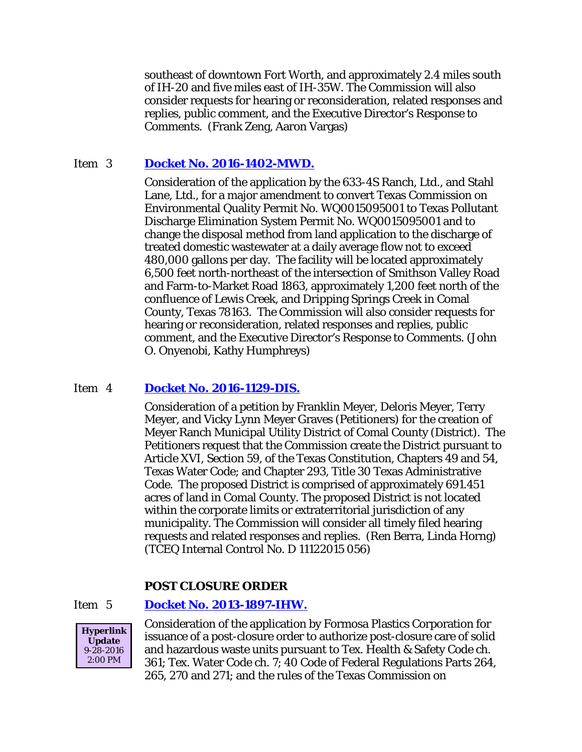southeast of downtown Fort Worth, and approximately 2.4 miles south of IH-20 and five miles east of IH-35W. The Commission will also consider requests for hearing or reconsideration, related responses and replies, public comment, and the Executive Director's Response to Comments. (Frank Zeng, Aaron Vargas)

Item 3 **Docket No. 2016-1402-MWD.**

Consideration of the application by the 633-4S Ranch, Ltd., and Stahl Lane, Ltd., for a major amendment to convert Texas Commission on Environmental Quality Permit No. WQ0015095001 to Texas Pollutant Discharge Elimination System Permit No. WQ0015095001 and to change the disposal method from land application to the discharge of treated domestic wastewater at a daily average flow not to exceed 480,000 gallons per day. The facility will be located approximately 6,500 feet north-northeast of the intersection of Smithson Valley Road and Farm-to-Market Road 1863, approximately 1,200 feet north of the confluence of Lewis Creek, and Dripping Springs Creek in Comal County, Texas 78163. The Commission will also consider requests for hearing or reconsideration, related responses and replies, public comment, and the Executive Director's Response to Comments. (John O. Onyenobi, Kathy Humphreys)

Item 4 **Docket No. 2016-1129-DIS.**

Consideration of a petition by Franklin Meyer, Deloris Meyer, Terry Meyer, and Vicky Lynn Meyer Graves (Petitioners) for the creation of Meyer Ranch Municipal Utility District of Comal County (District). The Petitioners request that the Commission create the District pursuant to Article XVI, Section 59, of the Texas Constitution, Chapters 49 and 54, Texas Water Code; and Chapter 293, Title 30 Texas Administrative Code. The proposed District is comprised of approximately 691.451 acres of land in Comal County. The proposed District is not located within the corporate limits or extraterritorial jurisdiction of any municipality. The Commission will consider all timely filed hearing requests and related responses and replies. (Ren Berra, Linda Horng) (TCEQ Internal Control No. D 11122015 056)

**POST CLOSURE ORDER**

Item 5 **Docket No. 2013-1897-IHW.**

**Hyperlink Update** 9-28-2016 2:00 PM

Consideration of the application by Formosa Plastics Corporation for issuance of a post-closure order to authorize post-closure care of solid and hazardous waste units pursuant to Tex. Health & Safety Code ch. 361; Tex. Water Code ch. 7; 40 Code of Federal Regulations Parts 264, 265, 270 and 271; and the rules of the Texas Commission on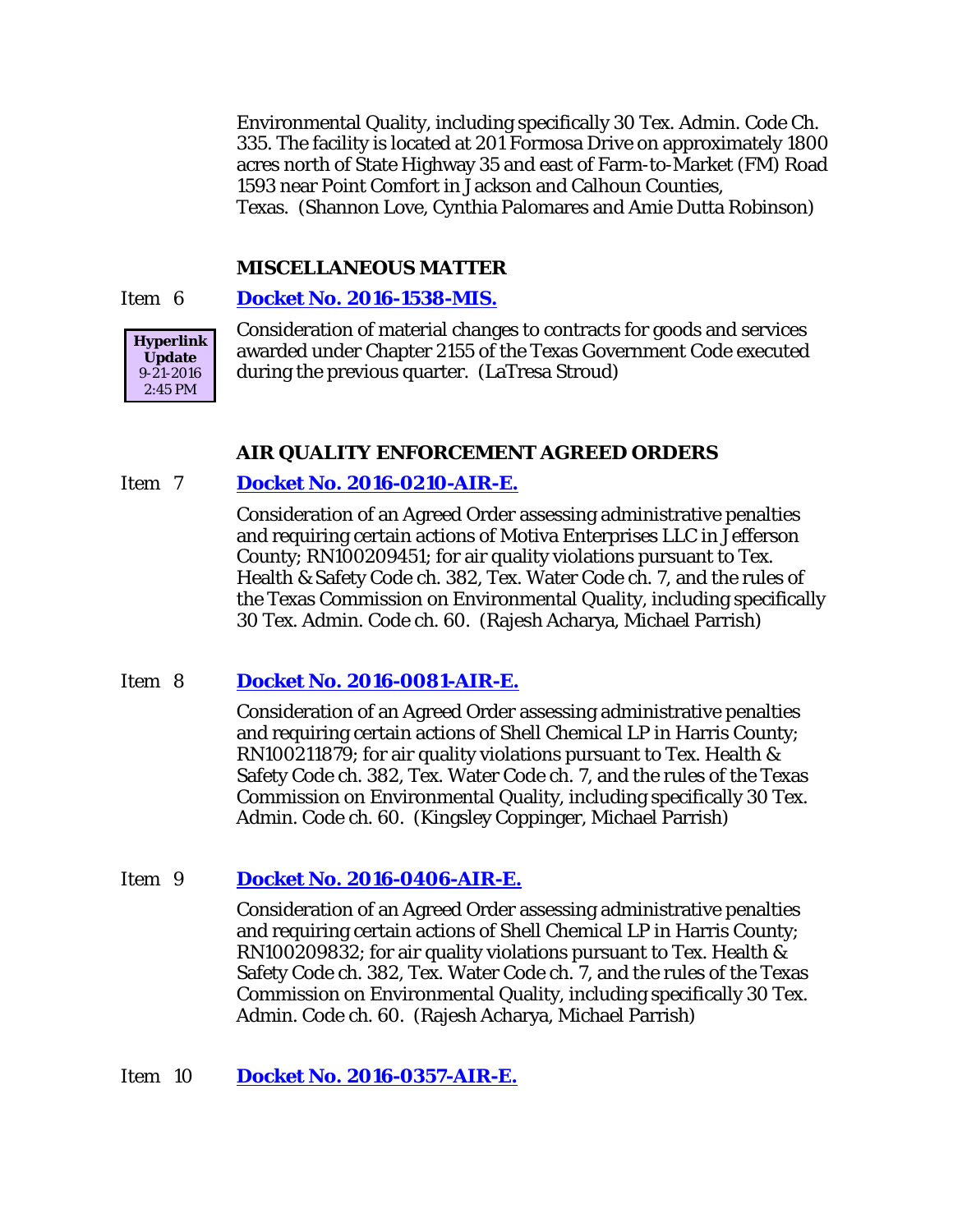Environmental Quality, including specifically 30 Tex. Admin. Code Ch. 335. The facility is located at 201 Formosa Drive on approximately 1800 acres north of State Highway 35 and east of Farm-to-Market (FM) Road 1593 near Point Comfort in Jackson and Calhoun Counties, Texas. (Shannon Love, Cynthia Palomares and Amie Dutta Robinson)

### MISCELLANEOUS MATTER

Item 6 **Docket No. 2016-1538-MIS.**

**Hyperlink Update** 9-21-2016 2:45 PM

Consideration of material changes to contracts for goods and services awarded under Chapter 2155 of the Texas Government Code executed during the previous quarter. (LaTresa Stroud)

### AIR QUALITY ENFORCEMENT AGREED ORDERS

Item 7 **Docket No. 2016-0210-AIR-E.**

Consideration of an Agreed Order assessing administrative penalties and requiring certain actions of Motiva Enterprises LLC in Jefferson County; RN100209451; for air quality violations pursuant to Tex. Health & Safety Code ch. 382, Tex. Water Code ch. 7, and the rules of the Texas Commission on Environmental Quality, including specifically 30 Tex. Admin. Code ch. 60. (Rajesh Acharya, Michael Parrish)

Item 8 **Docket No. 2016-0081-AIR-E.**

Consideration of an Agreed Order assessing administrative penalties and requiring certain actions of Shell Chemical LP in Harris County; RN100211879; for air quality violations pursuant to Tex. Health & Safety Code ch. 382, Tex. Water Code ch. 7, and the rules of the Texas Commission on Environmental Quality, including specifically 30 Tex. Admin. Code ch. 60. (Kingsley Coppinger, Michael Parrish)

Item 9 **Docket No. 2016-0406-AIR-E.**

Consideration of an Agreed Order assessing administrative penalties and requiring certain actions of Shell Chemical LP in Harris County; RN100209832; for air quality violations pursuant to Tex. Health & Safety Code ch. 382, Tex. Water Code ch. 7, and the rules of the Texas Commission on Environmental Quality, including specifically 30 Tex. Admin. Code ch. 60. (Rajesh Acharya, Michael Parrish)

Item 10 **Docket No. 2016-0357-AIR-E.**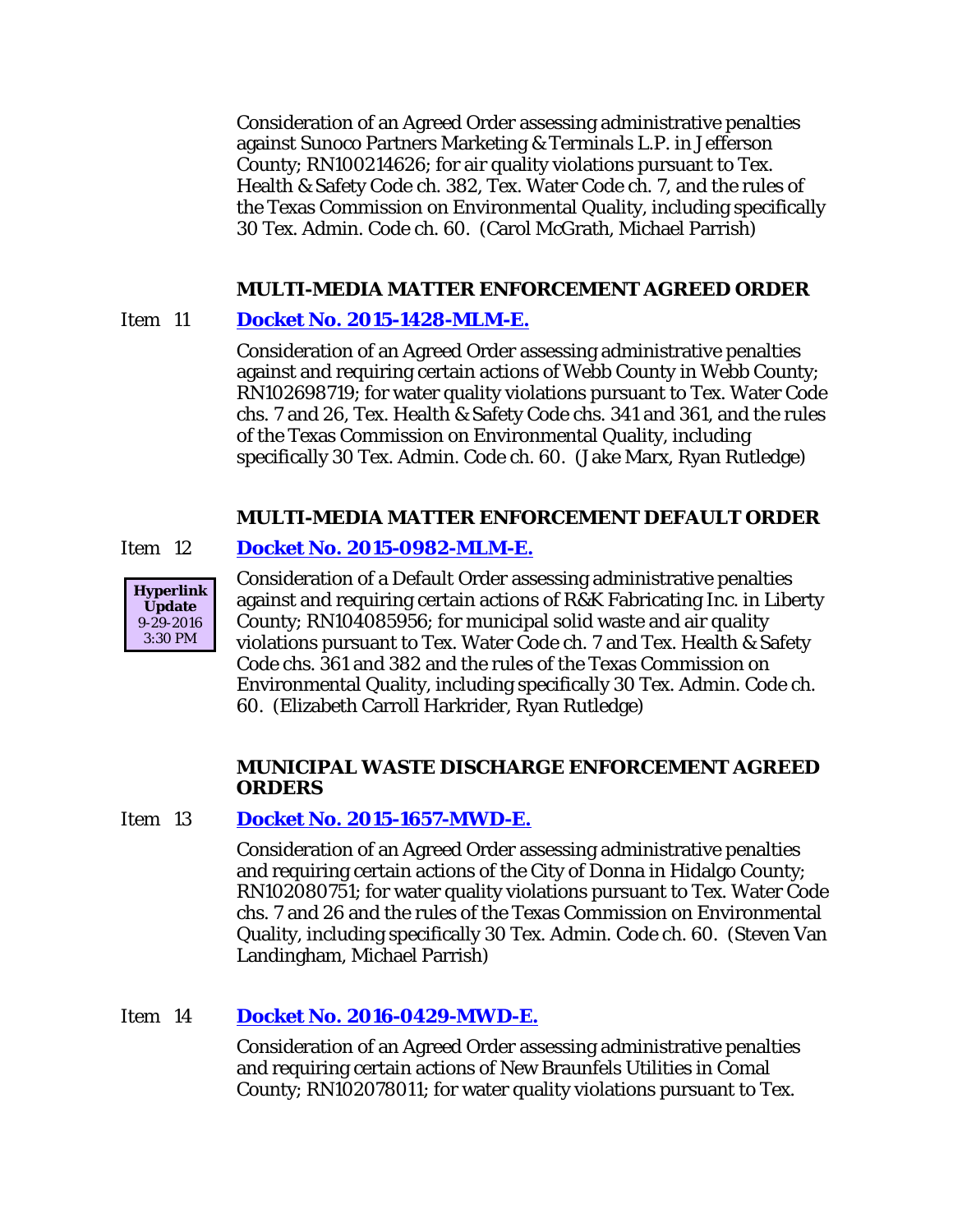Consideration of an Agreed Order assessing administrative penalties against Sunoco Partners Marketing & Terminals L.P. in Jefferson County; RN100214626; for air quality violations pursuant to Tex. Health & Safety Code ch. 382, Tex. Water Code ch. 7, and the rules of the Texas Commission on Environmental Quality, including specifically 30 Tex. Admin. Code ch. 60. (Carol McGrath, Michael Parrish)

**MULTI-MEDIA MATTER ENFORCEMENT AGREED ORDER**

Item 11 **Docket No. 2015-1428-MLM-E.**

Consideration of an Agreed Order assessing administrative penalties against and requiring certain actions of Webb County in Webb County; RN102698719; for water quality violations pursuant to Tex. Water Code chs. 7 and 26, Tex. Health & Safety Code chs. 341 and 361, and the rules of the Texas Commission on Environmental Quality, including specifically 30 Tex. Admin. Code ch. 60. (Jake Marx, Ryan Rutledge)

**MULTI-MEDIA MATTER ENFORCEMENT DEFAULT ORDER**

Item 12 **Docket No. 2015-0982-MLM-E.**

**Hyperlink Update** 9-29-2016 3:30 PM

Consideration of a Default Order assessing administrative penalties against and requiring certain actions of R&K Fabricating Inc. in Liberty County; RN104085956; for municipal solid waste and air quality violations pursuant to Tex. Water Code ch. 7 and Tex. Health & Safety Code chs. 361 and 382 and the rules of the Texas Commission on Environmental Quality, including specifically 30 Tex. Admin. Code ch. 60. (Elizabeth Carroll Harkrider, Ryan Rutledge)

**MUNICIPAL WASTE DISCHARGE ENFORCEMENT AGREED ORDERS**

Item 13 **Docket No. 2015-1657-MWD-E.**

Consideration of an Agreed Order assessing administrative penalties and requiring certain actions of the City of Donna in Hidalgo County; RN102080751; for water quality violations pursuant to Tex. Water Code chs. 7 and 26 and the rules of the Texas Commission on Environmental Quality, including specifically 30 Tex. Admin. Code ch. 60. (Steven Van Landingham, Michael Parrish)

Item 14 **Docket No. 2016-0429-MWD-E.**

Consideration of an Agreed Order assessing administrative penalties and requiring certain actions of New Braunfels Utilities in Comal County; RN102078011; for water quality violations pursuant to Tex.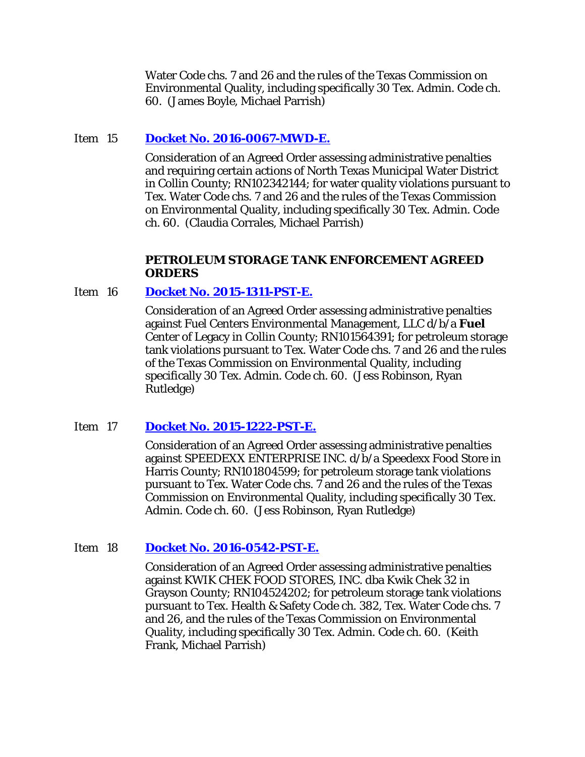Water Code chs. 7 and 26 and the rules of the Texas Commission on Environmental Quality, including specifically 30 Tex. Admin. Code ch. 60. (James Boyle, Michael Parrish)

Item 15 **Docket No. 2016-0067-MWD-E.**

Consideration of an Agreed Order assessing administrative penalties and requiring certain actions of North Texas Municipal Water District in Collin County; RN102342144; for water quality violations pursuant to Tex. Water Code chs. 7 and 26 and the rules of the Texas Commission on Environmental Quality, including specifically 30 Tex. Admin. Code ch. 60. (Claudia Corrales, Michael Parrish)

**PETROLEUM STORAGE TANK ENFORCEMENT AGREED ORDERS**

Item 16 **Docket No. 2015-1311-PST-E.**

Consideration of an Agreed Order assessing administrative penalties against Fuel Centers Environmental Management, LLC d/b/a **Fuel** Center of Legacy in Collin County; RN101564391; for petroleum storage tank violations pursuant to Tex. Water Code chs. 7 and 26 and the rules of the Texas Commission on Environmental Quality, including specifically 30 Tex. Admin. Code ch. 60. (Jess Robinson, Ryan Rutledge)

Item 17 **Docket No. 2015-1222-PST-E.**

Consideration of an Agreed Order assessing administrative penalties against SPEEDEXX ENTERPRISE INC. d/b/a Speedexx Food Store in Harris County; RN101804599; for petroleum storage tank violations pursuant to Tex. Water Code chs. 7 and 26 and the rules of the Texas Commission on Environmental Quality, including specifically 30 Tex. Admin. Code ch. 60. (Jess Robinson, Ryan Rutledge)

Item 18 **Docket No. 2016-0542-PST-E.**

Consideration of an Agreed Order assessing administrative penalties against KWIK CHEK FOOD STORES, INC. dba Kwik Chek 32 in Grayson County; RN104524202; for petroleum storage tank violations pursuant to Tex. Health & Safety Code ch. 382, Tex. Water Code chs. 7 and 26, and the rules of the Texas Commission on Environmental Quality, including specifically 30 Tex. Admin. Code ch. 60. (Keith Frank, Michael Parrish)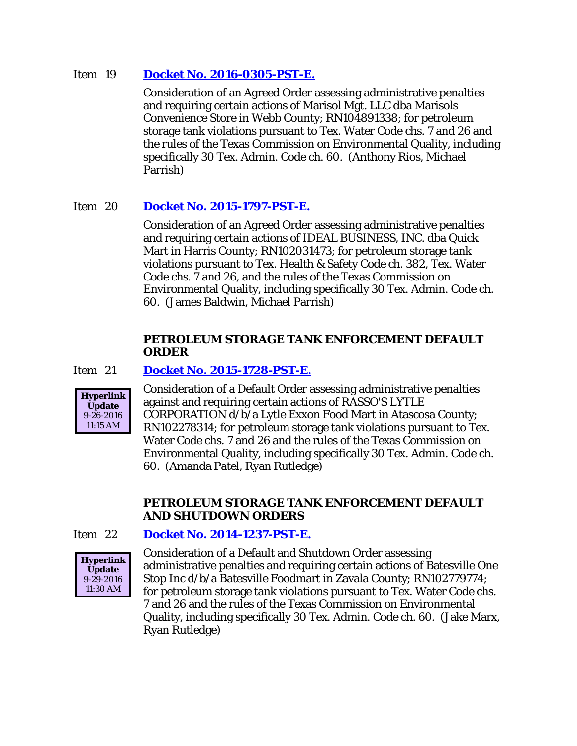Item 19 **[Docket No. 2016-0305-PST-E.]**

Consideration of an Agreed Order assessing administrative penalties and requiring certain actions of Marisol Mgt. LLC dba Marisols Convenience Store in Webb County; RN104891338; for petroleum storage tank violations pursuant to Tex. Water Code chs. 7 and 26 and the rules of the Texas Commission on Environmental Quality, including specifically 30 Tex. Admin. Code ch. 60. (Anthony Rios, Michael Parrish)

Item 20 **[Docket No. 2015-1797-PST-E.]**

Consideration of an Agreed Order assessing administrative penalties and requiring certain actions of IDEAL BUSINESS, INC. dba Quick Mart in Harris County; RN102031473; for petroleum storage tank violations pursuant to Tex. Health & Safety Code ch. 382, Tex. Water Code chs. 7 and 26, and the rules of the Texas Commission on Environmental Quality, including specifically 30 Tex. Admin. Code ch. 60. (James Baldwin, Michael Parrish)

**PETROLEUM STORAGE TANK ENFORCEMENT DEFAULT ORDER**

Item 21 **[Docket No. 2015-1728-PST-E.]**

**Hyperlink Update** 9-26-2016 11:15 AM

Consideration of a Default Order assessing administrative penalties against and requiring certain actions of RASSO'S LYTLE CORPORATION d/b/a Lytle Exxon Food Mart in Atascosa County; RN102278314; for petroleum storage tank violations pursuant to Tex. Water Code chs. 7 and 26 and the rules of the Texas Commission on Environmental Quality, including specifically 30 Tex. Admin. Code ch. 60. (Amanda Patel, Ryan Rutledge)

**PETROLEUM STORAGE TANK ENFORCEMENT DEFAULT AND SHUTDOWN ORDERS**

Item 22 **[Docket No. 2014-1237-PST-E.]**

**Hyperlink Update** 9-29-2016 11:30 AM

Consideration of a Default and Shutdown Order assessing administrative penalties and requiring certain actions of Batesville One Stop Inc d/b/a Batesville Foodmart in Zavala County; RN102779774; for petroleum storage tank violations pursuant to Tex. Water Code chs. 7 and 26 and the rules of the Texas Commission on Environmental Quality, including specifically 30 Tex. Admin. Code ch. 60. (Jake Marx, Ryan Rutledge)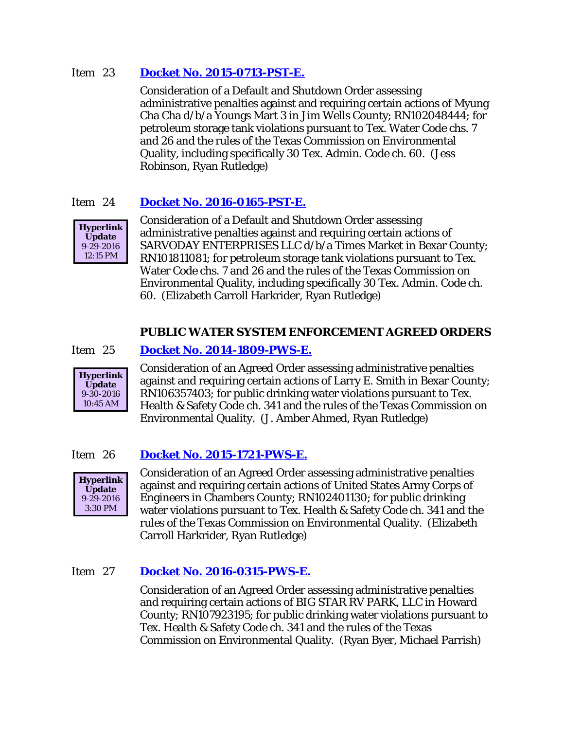Item 23 **Docket No. 2015-0713-PST-E.**

Consideration of a Default and Shutdown Order assessing administrative penalties against and requiring certain actions of Myung Cha Cha d/b/a Youngs Mart 3 in Jim Wells County; RN102048444; for petroleum storage tank violations pursuant to Tex. Water Code chs. 7 and 26 and the rules of the Texas Commission on Environmental Quality, including specifically 30 Tex. Admin. Code ch. 60. (Jess Robinson, Ryan Rutledge)

Item 24 **Docket No. 2016-0165-PST-E.**

**Hyperlink Update** 9-29-2016 12:15 PM

Consideration of a Default and Shutdown Order assessing administrative penalties against and requiring certain actions of SARVODAY ENTERPRISES LLC d/b/a Times Market in Bexar County; RN101811081; for petroleum storage tank violations pursuant to Tex. Water Code chs. 7 and 26 and the rules of the Texas Commission on Environmental Quality, including specifically 30 Tex. Admin. Code ch. 60. (Elizabeth Carroll Harkrider, Ryan Rutledge)

## PUBLIC WATER SYSTEM ENFORCEMENT AGREED ORDERS

Item 25 **Docket No. 2014-1809-PWS-E.**

**Hyperlink Update** 9-30-2016 10:45 AM

Consideration of an Agreed Order assessing administrative penalties against and requiring certain actions of Larry E. Smith in Bexar County; RN106357403; for public drinking water violations pursuant to Tex. Health & Safety Code ch. 341 and the rules of the Texas Commission on Environmental Quality. (J. Amber Ahmed, Ryan Rutledge)

Item 26 **Docket No. 2015-1721-PWS-E.**

**Hyperlink Update** 9-29-2016 3:30 PM

Consideration of an Agreed Order assessing administrative penalties against and requiring certain actions of United States Army Corps of Engineers in Chambers County; RN102401130; for public drinking water violations pursuant to Tex. Health & Safety Code ch. 341 and the rules of the Texas Commission on Environmental Quality. (Elizabeth Carroll Harkrider, Ryan Rutledge)

Item 27 **Docket No. 2016-0315-PWS-E.**

Consideration of an Agreed Order assessing administrative penalties and requiring certain actions of BIG STAR RV PARK, LLC in Howard County; RN107923195; for public drinking water violations pursuant to Tex. Health & Safety Code ch. 341 and the rules of the Texas Commission on Environmental Quality. (Ryan Byer, Michael Parrish)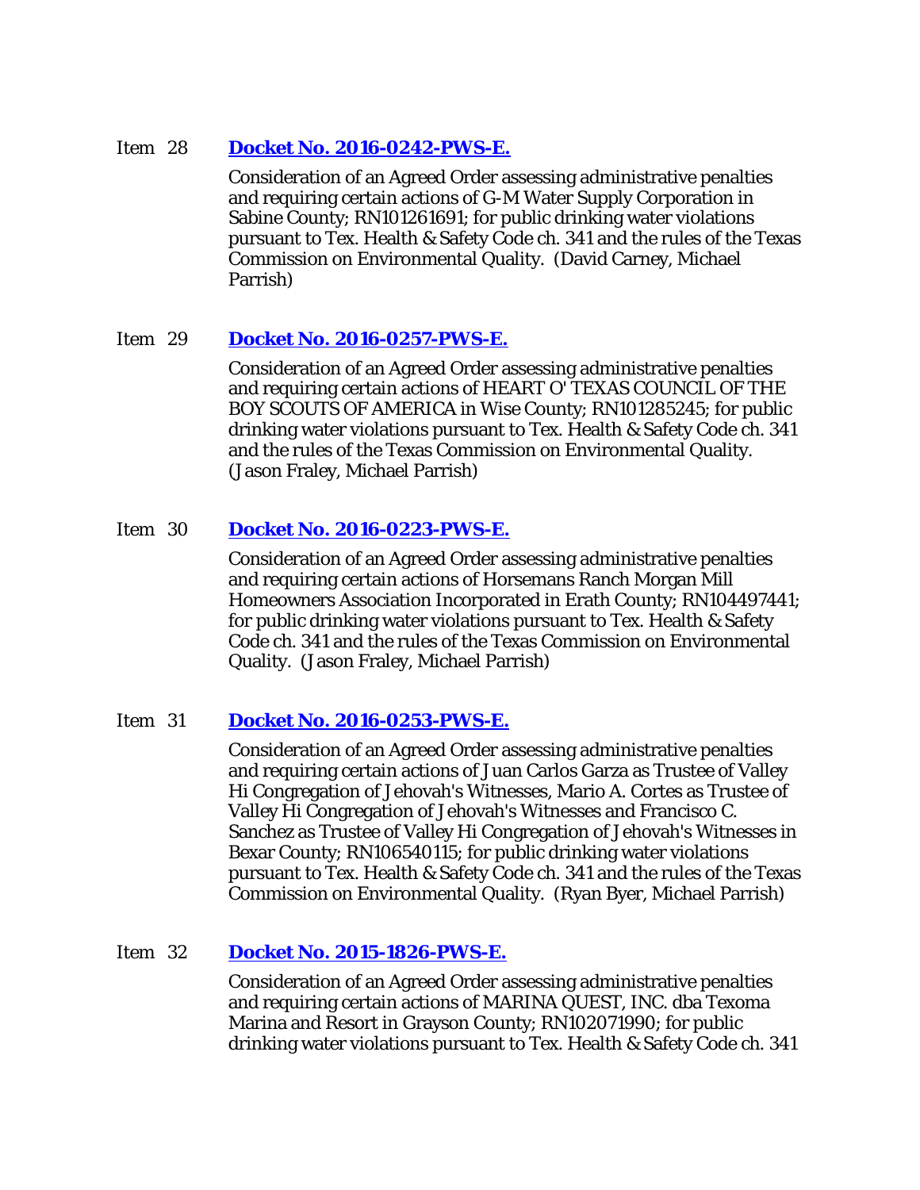Item 28 **Docket No. 2016-0242-PWS-E.**

Consideration of an Agreed Order assessing administrative penalties and requiring certain actions of G-M Water Supply Corporation in Sabine County; RN101261691; for public drinking water violations pursuant to Tex. Health & Safety Code ch. 341 and the rules of the Texas Commission on Environmental Quality. (David Carney, Michael Parrish)

Item 29 **Docket No. 2016-0257-PWS-E.**

Consideration of an Agreed Order assessing administrative penalties and requiring certain actions of HEART O' TEXAS COUNCIL OF THE BOY SCOUTS OF AMERICA in Wise County; RN101285245; for public drinking water violations pursuant to Tex. Health & Safety Code ch. 341 and the rules of the Texas Commission on Environmental Quality. (Jason Fraley, Michael Parrish)

Item 30 **Docket No. 2016-0223-PWS-E.**

Consideration of an Agreed Order assessing administrative penalties and requiring certain actions of Horsemans Ranch Morgan Mill Homeowners Association Incorporated in Erath County; RN104497441; for public drinking water violations pursuant to Tex. Health & Safety Code ch. 341 and the rules of the Texas Commission on Environmental Quality. (Jason Fraley, Michael Parrish)

Item 31 **Docket No. 2016-0253-PWS-E.**

Consideration of an Agreed Order assessing administrative penalties and requiring certain actions of Juan Carlos Garza as Trustee of Valley Hi Congregation of Jehovah's Witnesses, Mario A. Cortes as Trustee of Valley Hi Congregation of Jehovah's Witnesses and Francisco C. Sanchez as Trustee of Valley Hi Congregation of Jehovah's Witnesses in Bexar County; RN106540115; for public drinking water violations pursuant to Tex. Health & Safety Code ch. 341 and the rules of the Texas Commission on Environmental Quality. (Ryan Byer, Michael Parrish)

Item 32 **Docket No. 2015-1826-PWS-E.**

Consideration of an Agreed Order assessing administrative penalties and requiring certain actions of MARINA QUEST, INC. dba Texoma Marina and Resort in Grayson County; RN102071990; for public drinking water violations pursuant to Tex. Health & Safety Code ch. 341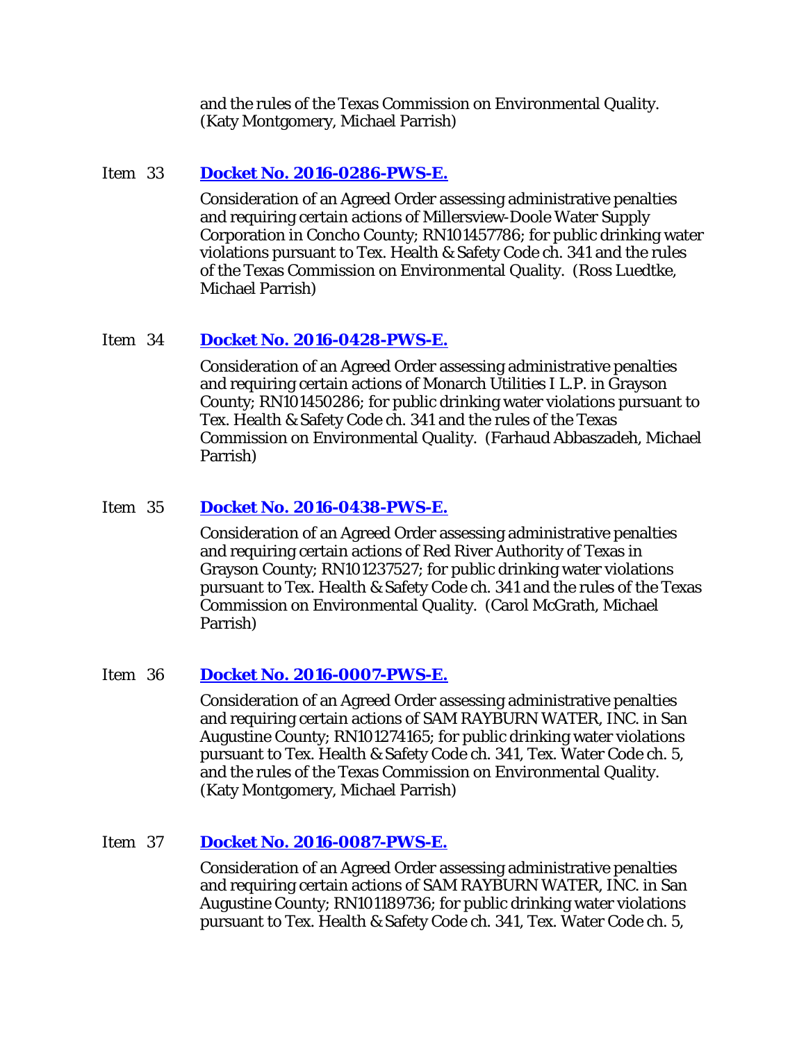and the rules of the Texas Commission on Environmental Quality. (Katy Montgomery, Michael Parrish)

Item 33 **Docket No. 2016-0286-PWS-E.**

Consideration of an Agreed Order assessing administrative penalties and requiring certain actions of Millersview-Doole Water Supply Corporation in Concho County; RN101457786; for public drinking water violations pursuant to Tex. Health & Safety Code ch. 341 and the rules of the Texas Commission on Environmental Quality. (Ross Luedtke, Michael Parrish)

Item 34 **Docket No. 2016-0428-PWS-E.**

Consideration of an Agreed Order assessing administrative penalties and requiring certain actions of Monarch Utilities I L.P. in Grayson County; RN101450286; for public drinking water violations pursuant to Tex. Health & Safety Code ch. 341 and the rules of the Texas Commission on Environmental Quality. (Farhaud Abbaszadeh, Michael Parrish)

Item 35 **Docket No. 2016-0438-PWS-E.**

Consideration of an Agreed Order assessing administrative penalties and requiring certain actions of Red River Authority of Texas in Grayson County; RN101237527; for public drinking water violations pursuant to Tex. Health & Safety Code ch. 341 and the rules of the Texas Commission on Environmental Quality. (Carol McGrath, Michael Parrish)

Item 36 **Docket No. 2016-0007-PWS-E.**

Consideration of an Agreed Order assessing administrative penalties and requiring certain actions of SAM RAYBURN WATER, INC. in San Augustine County; RN101274165; for public drinking water violations pursuant to Tex. Health & Safety Code ch. 341, Tex. Water Code ch. 5, and the rules of the Texas Commission on Environmental Quality. (Katy Montgomery, Michael Parrish)

Item 37 **Docket No. 2016-0087-PWS-E.**

Consideration of an Agreed Order assessing administrative penalties and requiring certain actions of SAM RAYBURN WATER, INC. in San Augustine County; RN101189736; for public drinking water violations pursuant to Tex. Health & Safety Code ch. 341, Tex. Water Code ch. 5,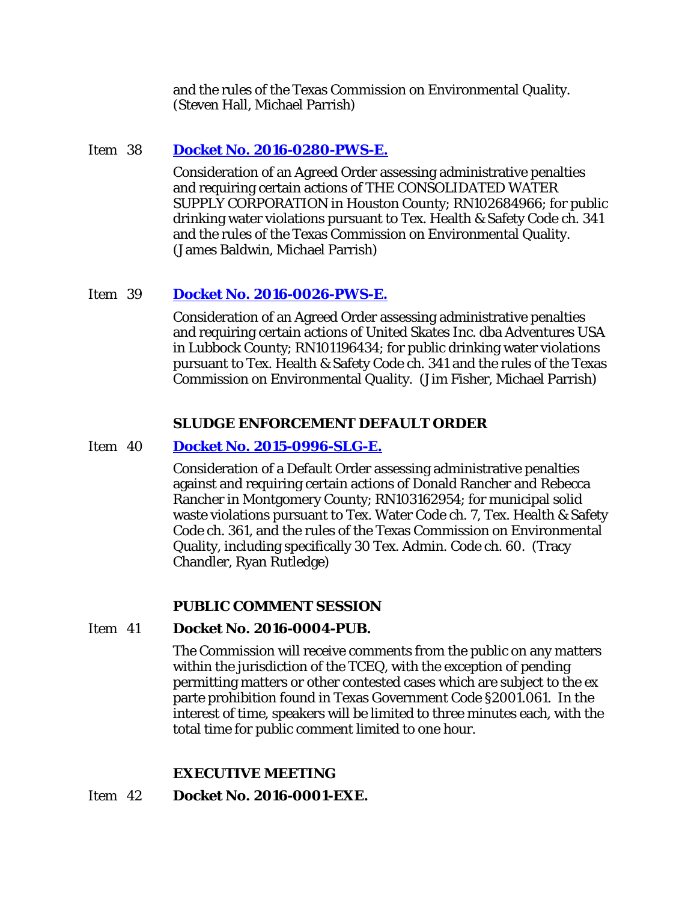and the rules of the Texas Commission on Environmental Quality. (Steven Hall, Michael Parrish)

Item 38 **[Docket No. 2016-0280-PWS-E.]()**

Consideration of an Agreed Order assessing administrative penalties and requiring certain actions of THE CONSOLIDATED WATER SUPPLY CORPORATION in Houston County; RN102684966; for public drinking water violations pursuant to Tex. Health & Safety Code ch. 341 and the rules of the Texas Commission on Environmental Quality. (James Baldwin, Michael Parrish)

Item 39 **[Docket No. 2016-0026-PWS-E.]()**

Consideration of an Agreed Order assessing administrative penalties and requiring certain actions of United Skates Inc. dba Adventures USA in Lubbock County; RN101196434; for public drinking water violations pursuant to Tex. Health & Safety Code ch. 341 and the rules of the Texas Commission on Environmental Quality. (Jim Fisher, Michael Parrish)

**SLUDGE ENFORCEMENT DEFAULT ORDER**

Item 40 **[Docket No. 2015-0996-SLG-E.]()**

Consideration of a Default Order assessing administrative penalties against and requiring certain actions of Donald Rancher and Rebecca Rancher in Montgomery County; RN103162954; for municipal solid waste violations pursuant to Tex. Water Code ch. 7, Tex. Health & Safety Code ch. 361, and the rules of the Texas Commission on Environmental Quality, including specifically 30 Tex. Admin. Code ch. 60. (Tracy Chandler, Ryan Rutledge)

**PUBLIC COMMENT SESSION**

Item 41 **Docket No. 2016-0004-PUB.**

The Commission will receive comments from the public on any matters within the jurisdiction of the TCEQ, with the exception of pending permitting matters or other contested cases which are subject to the ex parte prohibition found in Texas Government Code §2001.061. In the interest of time, speakers will be limited to three minutes each, with the total time for public comment limited to one hour.

**EXECUTIVE MEETING**

Item 42 **Docket No. 2016-0001-EXE.**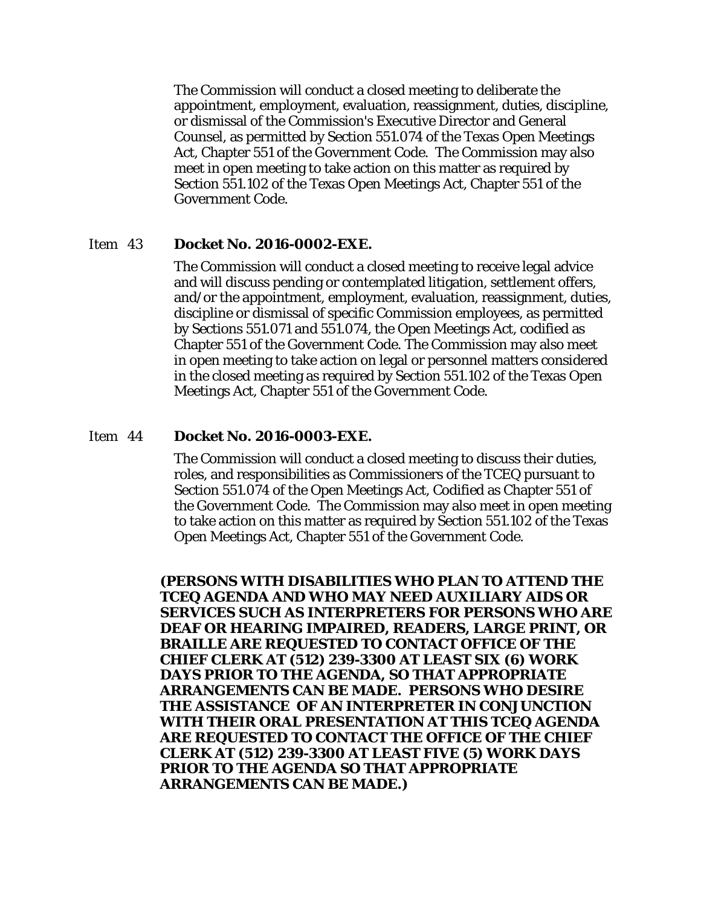The Commission will conduct a closed meeting to deliberate the appointment, employment, evaluation, reassignment, duties, discipline, or dismissal of the Commission's Executive Director and General Counsel, as permitted by Section 551.074 of the Texas Open Meetings Act, Chapter 551 of the Government Code. The Commission may also meet in open meeting to take action on this matter as required by Section 551.102 of the Texas Open Meetings Act, Chapter 551 of the Government Code.

Item 43 **Docket No. 2016-0002-EXE.**

The Commission will conduct a closed meeting to receive legal advice and will discuss pending or contemplated litigation, settlement offers, and/or the appointment, employment, evaluation, reassignment, duties, discipline or dismissal of specific Commission employees, as permitted by Sections 551.071 and 551.074, the Open Meetings Act, codified as Chapter 551 of the Government Code. The Commission may also meet in open meeting to take action on legal or personnel matters considered in the closed meeting as required by Section 551.102 of the Texas Open Meetings Act, Chapter 551 of the Government Code.

Item 44 **Docket No. 2016-0003-EXE.**

The Commission will conduct a closed meeting to discuss their duties, roles, and responsibilities as Commissioners of the TCEQ pursuant to Section 551.074 of the Open Meetings Act, Codified as Chapter 551 of the Government Code. The Commission may also meet in open meeting to take action on this matter as required by Section 551.102 of the Texas Open Meetings Act, Chapter 551 of the Government Code.

**(PERSONS WITH DISABILITIES WHO PLAN TO ATTEND THE TCEQ AGENDA AND WHO MAY NEED AUXILIARY AIDS OR SERVICES SUCH AS INTERPRETERS FOR PERSONS WHO ARE DEAF OR HEARING IMPAIRED, READERS, LARGE PRINT, OR BRAILLE ARE REQUESTED TO CONTACT OFFICE OF THE CHIEF CLERK AT (512) 239-3300 AT LEAST SIX (6) WORK DAYS PRIOR TO THE AGENDA, SO THAT APPROPRIATE ARRANGEMENTS CAN BE MADE. PERSONS WHO DESIRE THE ASSISTANCE OF AN INTERPRETER IN CONJUNCTION WITH THEIR ORAL PRESENTATION AT THIS TCEQ AGENDA ARE REQUESTED TO CONTACT THE OFFICE OF THE CHIEF CLERK AT (512) 239-3300 AT LEAST FIVE (5) WORK DAYS PRIOR TO THE AGENDA SO THAT APPROPRIATE ARRANGEMENTS CAN BE MADE.)**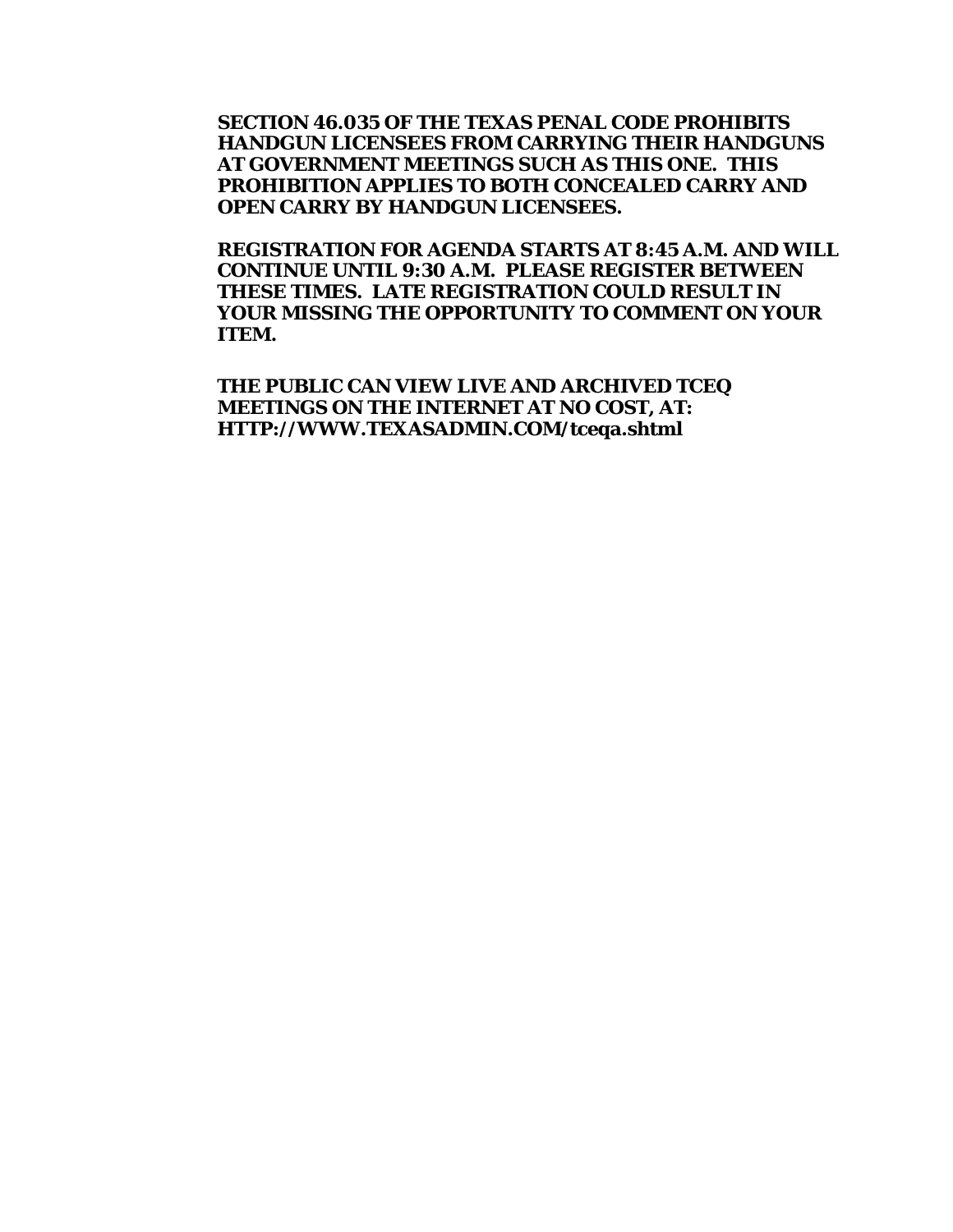**SECTION 46.035 OF THE TEXAS PENAL CODE PROHIBITS HANDGUN LICENSEES FROM CARRYING THEIR HANDGUNS AT GOVERNMENT MEETINGS SUCH AS THIS ONE. THIS PROHIBITION APPLIES TO BOTH CONCEALED CARRY AND OPEN CARRY BY HANDGUN LICENSEES.**

**REGISTRATION FOR AGENDA STARTS AT 8:45 A.M. AND WILL CONTINUE UNTIL 9:30 A.M. PLEASE REGISTER BETWEEN THESE TIMES. LATE REGISTRATION COULD RESULT IN YOUR MISSING THE OPPORTUNITY TO COMMENT ON YOUR ITEM.**

**THE PUBLIC CAN VIEW LIVE AND ARCHIVED TCEQ MEETINGS ON THE INTERNET AT NO COST, AT: HTTP://WWW.TEXASADMIN.COM/tceqa.shtml**